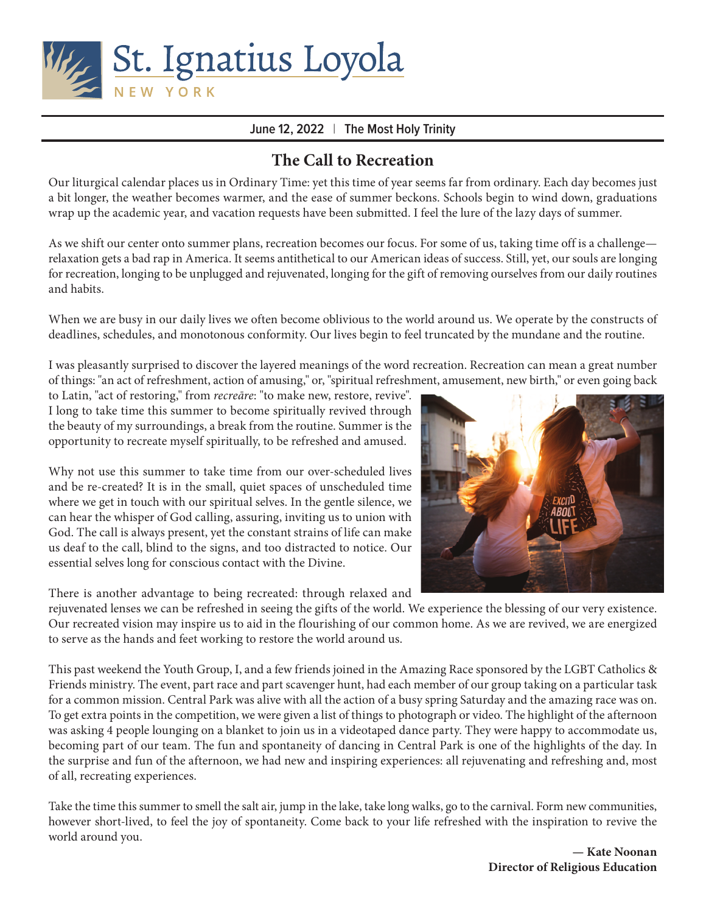# St. Ignatius Loyola

NEW YORK

June 12, 2022 | The Most Holy Trinity

## The Call to Recreation

Our liturgical calendar places us in Ordinary Time: yet this time of year seems far from ordinary. Each day becomes just a bit longer, the weather becomes warmer, and the ease of summer beckons. Schools begin to wind down, graduations wrap up the academic year, and vacation requests have been submitted. I feel the lure of the lazy days of summer.

As we shift our center onto summer plans, recreation becomes our focus. For some of us, taking time off is a challenge—relaxation gets a bad rap in America. It seems antithetical to our American ideas of success. Still, yet, our souls are longing for recreation, longing to be unplugged and rejuvenated, longing for the gift of removing ourselves from our daily routines and habits.

When we are busy in our daily lives we often become oblivious to the world around us. We operate by the constructs of deadlines, schedules, and monotonous conformity. Our lives begin to feel truncated by the mundane and the routine.

I was pleasantly surprised to discover the layered meanings of the word recreation. Recreation can mean a great number of things: "an act of refreshment, action of amusing," or, "spiritual refreshment, amusement, new birth," or even going back to Latin, "act of restoring," from *recreāre*: "to make new, restore, revive". I long to take time this summer to become spiritually revived through the beauty of my surroundings, a break from the routine. Summer is the opportunity to recreate myself spiritually, to be refreshed and amused.

Why not use this summer to take time from our over-scheduled lives and be re-created? It is in the small, quiet spaces of unscheduled time where we get in touch with our spiritual selves. In the gentle silence, we can hear the whisper of God calling, assuring, inviting us to union with God. The call is always present, yet the constant strains of life can make us deaf to the call, blind to the signs, and too distracted to notice. Our essential selves long for conscious contact with the Divine.

There is another advantage to being recreated: through relaxed and rejuvenated lenses we can be refreshed in seeing the gifts of the world. We experience the blessing of our very existence. Our recreated vision may inspire us to aid in the flourishing of our common home. As we are revived, we are energized to serve as the hands and feet working to restore the world around us.

This past weekend the Youth Group, I, and a few friends joined in the Amazing Race sponsored by the LGBT Catholics & Friends ministry. The event, part race and part scavenger hunt, had each member of our group taking on a particular task for a common mission. Central Park was alive with all the action of a busy spring Saturday and the amazing race was on. To get extra points in the competition, we were given a list of things to photograph or video. The highlight of the afternoon was asking 4 people lounging on a blanket to join us in a videotaped dance party. They were happy to accommodate us, becoming part of our team. The fun and spontaneity of dancing in Central Park is one of the highlights of the day. In the surprise and fun of the afternoon, we had new and inspiring experiences: all rejuvenating and refreshing and, most of all, recreating experiences.

Take the time this summer to smell the salt air, jump in the lake, take long walks, go to the carnival. Form new communities, however short-lived, to feel the joy of spontaneity. Come back to your life refreshed with the inspiration to revive the world around you.

**— Kate Noonan**
**Director of Religious Education**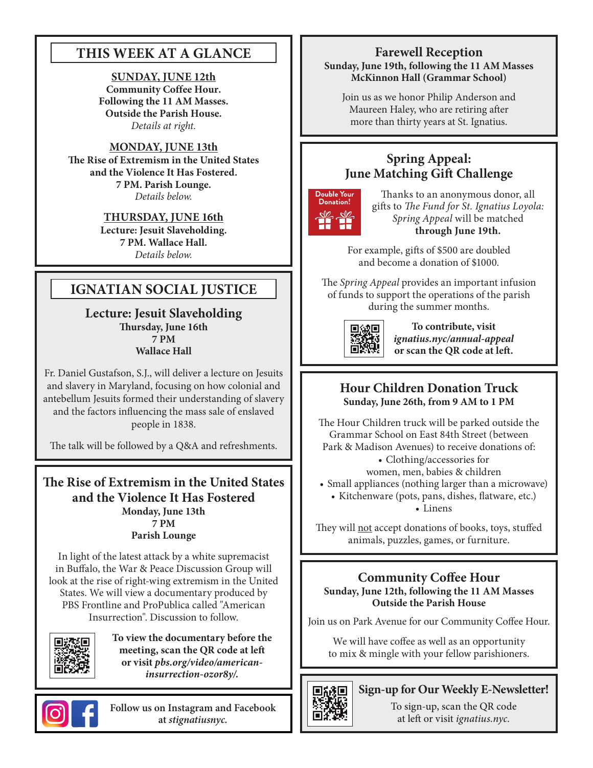## THIS WEEK AT A GLANCE

**SUNDAY, JUNE 12th**
**Community Coffee Hour.**
**Following the 11 AM Masses.**
**Outside the Parish House.**
*Details at right.*

**MONDAY, JUNE 13th**
**The Rise of Extremism in the United States and the Violence It Has Fostered.**
**7 PM. Parish Lounge.**
*Details below.*

**THURSDAY, JUNE 16th**
**Lecture: Jesuit Slaveholding.**
**7 PM. Wallace Hall.**
*Details below.*

## IGNATIAN SOCIAL JUSTICE

### Lecture: Jesuit Slaveholding

**Thursday, June 16th**
**7 PM**
**Wallace Hall**

Fr. Daniel Gustafson, S.J., will deliver a lecture on Jesuits and slavery in Maryland, focusing on how colonial and antebellum Jesuits formed their understanding of slavery and the factors influencing the mass sale of enslaved people in 1838.

The talk will be followed by a Q&A and refreshments.

### The Rise of Extremism in the United States and the Violence It Has Fostered

**Monday, June 13th**
**7 PM**
**Parish Lounge**

In light of the latest attack by a white supremacist in Buffalo, the War & Peace Discussion Group will look at the rise of right-wing extremism in the United States. We will view a documentary produced by PBS Frontline and ProPublica called "American Insurrection". Discussion to follow.

**To view the documentary before the meeting, scan the QR code at left or visit** ***pbs.org/video/american-insurrection-ozor8y/.***

**Follow us on Instagram and Facebook at** ***stignatiusnyc.***

### Farewell Reception

**Sunday, June 19th, following the 11 AM Masses**
**McKinnon Hall (Grammar School)**

Join us as we honor Philip Anderson and Maureen Haley, who are retiring after more than thirty years at St. Ignatius.

### Spring Appeal: June Matching Gift Challenge

Double Your Donation!

Thanks to an anonymous donor, all gifts to *The Fund for St. Ignatius Loyola: Spring Appeal* will be matched **through June 19th.**

For example, gifts of $500 are doubled and become a donation of $1000.

The *Spring Appeal* provides an important infusion of funds to support the operations of the parish during the summer months.

**To contribute, visit** ***ignatius.nyc/annual-appeal*** **or scan the QR code at left.**

### Hour Children Donation Truck

**Sunday, June 26th, from 9 AM to 1 PM**

The Hour Children truck will be parked outside the Grammar School on East 84th Street (between Park & Madison Avenues) to receive donations of:

- Clothing/accessories for women, men, babies & children
- Small appliances (nothing larger than a microwave)
- Kitchenware (pots, pans, dishes, flatware, etc.)
- Linens

They will not accept donations of books, toys, stuffed animals, puzzles, games, or furniture.

### Community Coffee Hour

**Sunday, June 12th, following the 11 AM Masses**
**Outside the Parish House**

Join us on Park Avenue for our Community Coffee Hour.

We will have coffee as well as an opportunity to mix & mingle with your fellow parishioners.

### Sign-up for Our Weekly E-Newsletter!

To sign-up, scan the QR code at left or visit *ignatius.nyc.*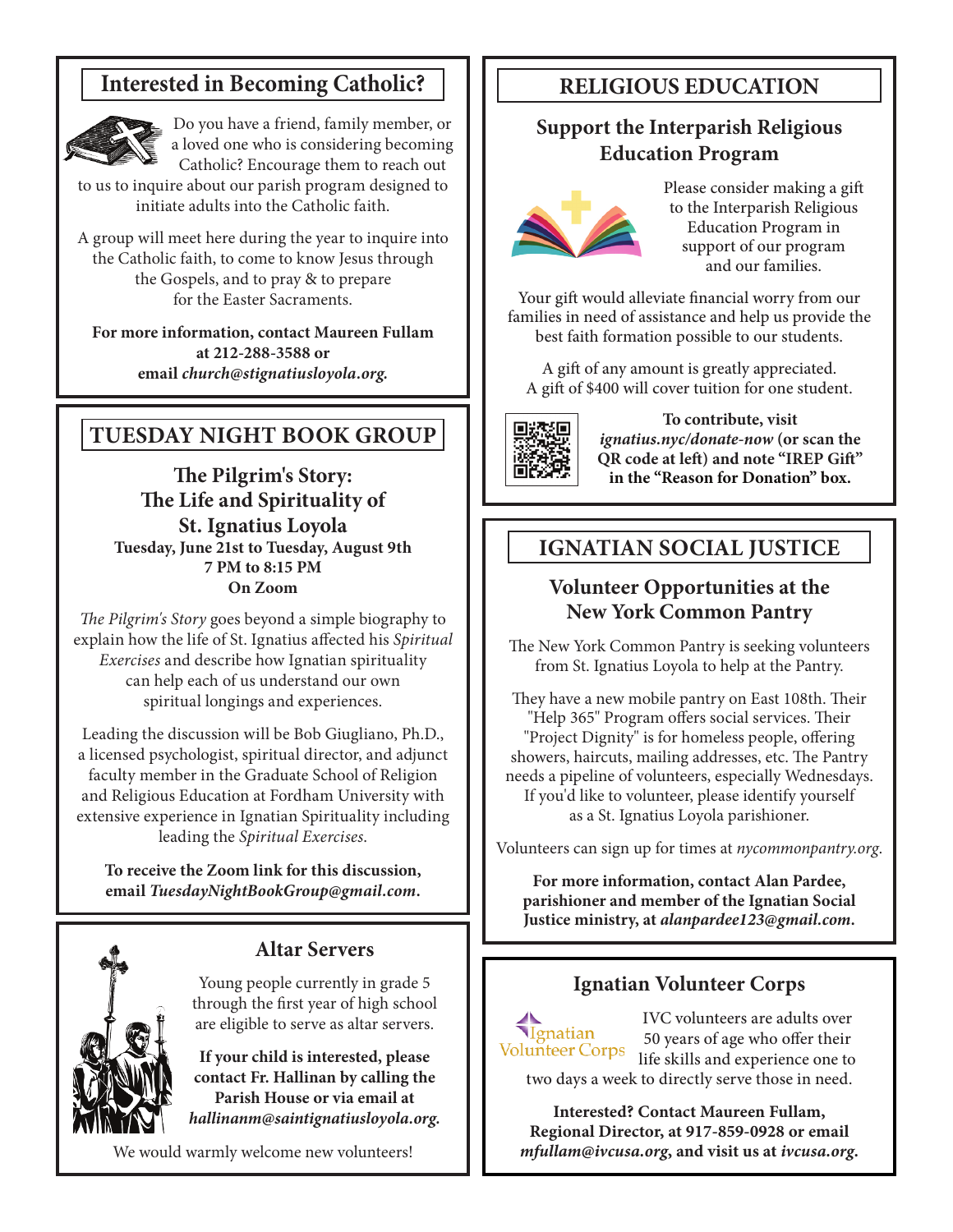## Interested in Becoming Catholic?

Do you have a friend, family member, or a loved one who is considering becoming Catholic? Encourage them to reach out to us to inquire about our parish program designed to initiate adults into the Catholic faith.

A group will meet here during the year to inquire into the Catholic faith, to come to know Jesus through the Gospels, and to pray & to prepare for the Easter Sacraments.

**For more information, contact Maureen Fullam at 212-288-3588 or email *church@stignatiusloyola.org.***

## TUESDAY NIGHT BOOK GROUP

### The Pilgrim's Story: The Life and Spirituality of St. Ignatius Loyola

**Tuesday, June 21st to Tuesday, August 9th**
**7 PM to 8:15 PM**
**On Zoom**

*The Pilgrim's Story* goes beyond a simple biography to explain how the life of St. Ignatius affected his *Spiritual Exercises* and describe how Ignatian spirituality can help each of us understand our own spiritual longings and experiences.

Leading the discussion will be Bob Giugliano, Ph.D., a licensed psychologist, spiritual director, and adjunct faculty member in the Graduate School of Religion and Religious Education at Fordham University with extensive experience in Ignatian Spirituality including leading the *Spiritual Exercises.*

**To receive the Zoom link for this discussion, email *TuesdayNightBookGroup@gmail.com*.**

## Altar Servers

Young people currently in grade 5 through the first year of high school are eligible to serve as altar servers.

**If your child is interested, please contact Fr. Hallinan by calling the Parish House or via email at *hallinanm@saintignatiusloyola.org.***

We would warmly welcome new volunteers!

## RELIGIOUS EDUCATION

### Support the Interparish Religious Education Program

Please consider making a gift to the Interparish Religious Education Program in support of our program and our families.

Your gift would alleviate financial worry from our families in need of assistance and help us provide the best faith formation possible to our students.

A gift of any amount is greatly appreciated. A gift of $400 will cover tuition for one student.

**To contribute, visit *ignatius.nyc/donate-now* (or scan the QR code at left) and note "IREP Gift" in the "Reason for Donation" box.**

## IGNATIAN SOCIAL JUSTICE

### Volunteer Opportunities at the New York Common Pantry

The New York Common Pantry is seeking volunteers from St. Ignatius Loyola to help at the Pantry.

They have a new mobile pantry on East 108th. Their "Help 365" Program offers social services. Their "Project Dignity" is for homeless people, offering showers, haircuts, mailing addresses, etc. The Pantry needs a pipeline of volunteers, especially Wednesdays. If you'd like to volunteer, please identify yourself as a St. Ignatius Loyola parishioner.

Volunteers can sign up for times at *nycommonpantry.org.*

**For more information, contact Alan Pardee, parishioner and member of the Ignatian Social Justice ministry, at *alanpardee123@gmail.com*.**

## Ignatian Volunteer Corps

IVC volunteers are adults over 50 years of age who offer their life skills and experience one to two days a week to directly serve those in need.

**Interested? Contact Maureen Fullam, Regional Director, at 917-859-0928 or email *mfullam@ivcusa.org*, and visit us at *ivcusa.org*.**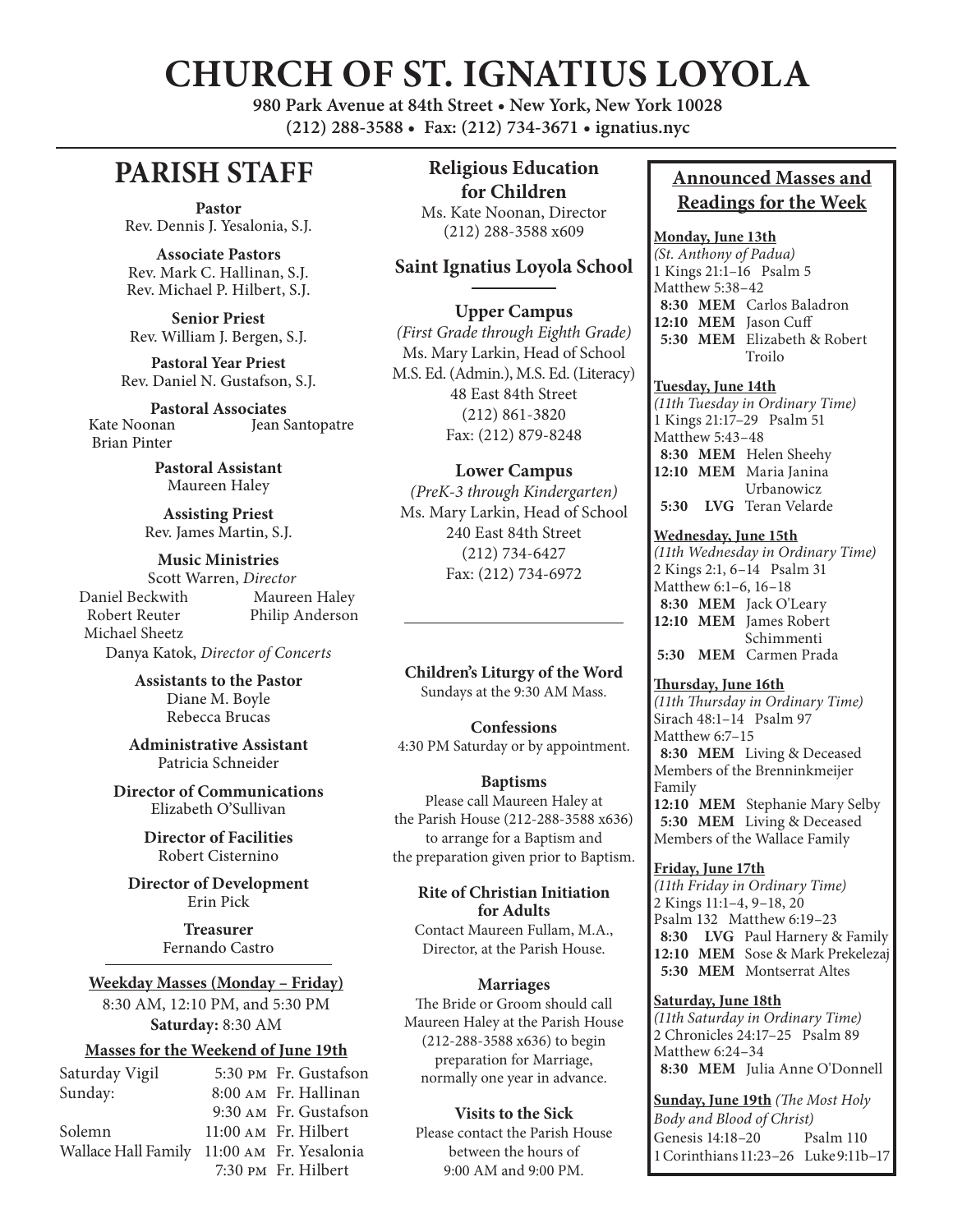# CHURCH OF ST. IGNATIUS LOYOLA

**980 Park Avenue at 84th Street • New York, New York 10028**
**(212) 288-3588 • Fax: (212) 734-3671 • ignatius.nyc**

## PARISH STAFF

**Pastor**
Rev. Dennis J. Yesalonia, S.J.

**Associate Pastors**
Rev. Mark C. Hallinan, S.J.
Rev. Michael P. Hilbert, S.J.

**Senior Priest**
Rev. William J. Bergen, S.J.

**Pastoral Year Priest**
Rev. Daniel N. Gustafson, S.J.

**Pastoral Associates**
Kate Noonan
Jean Santopatre
Brian Pinter

**Pastoral Assistant**
Maureen Haley

**Assisting Priest**
Rev. James Martin, S.J.

**Music Ministries**
Scott Warren, *Director*
Daniel Beckwith
Maureen Haley
Robert Reuter
Philip Anderson
Michael Sheetz
Danya Katok, *Director of Concerts*

**Assistants to the Pastor**
Diane M. Boyle
Rebecca Brucas

**Administrative Assistant**
Patricia Schneider

**Director of Communications**
Elizabeth O'Sullivan

**Director of Facilities**
Robert Cisternino

**Director of Development**
Erin Pick

**Treasurer**
Fernando Castro

**Weekday Masses (Monday – Friday)**
8:30 AM, 12:10 PM, and 5:30 PM
**Saturday:** 8:30 AM

**Masses for the Weekend of June 19th**

| | | |
|---|---|---|
| Saturday Vigil | 5:30 PM | Fr. Gustafson |
| Sunday: | 8:00 AM | Fr. Hallinan |
| | 9:30 AM | Fr. Gustafson |
| Solemn | 11:00 AM | Fr. Hilbert |
| Wallace Hall Family | 11:00 AM | Fr. Yesalonia |
| | 7:30 PM | Fr. Hilbert |

### Religious Education for Children
Ms. Kate Noonan, Director
(212) 288-3588 x609

### Saint Ignatius Loyola School

**Upper Campus**
*(First Grade through Eighth Grade)*
Ms. Mary Larkin, Head of School
M.S. Ed. (Admin.), M.S. Ed. (Literacy)
48 East 84th Street
(212) 861-3820
Fax: (212) 879-8248

**Lower Campus**
*(PreK-3 through Kindergarten)*
Ms. Mary Larkin, Head of School
240 East 84th Street
(212) 734-6427
Fax: (212) 734-6972

**Children's Liturgy of the Word**
Sundays at the 9:30 AM Mass.

**Confessions**
4:30 PM Saturday or by appointment.

**Baptisms**
Please call Maureen Haley at the Parish House (212-288-3588 x636) to arrange for a Baptism and the preparation given prior to Baptism.

**Rite of Christian Initiation for Adults**
Contact Maureen Fullam, M.A., Director, at the Parish House.

**Marriages**
The Bride or Groom should call Maureen Haley at the Parish House (212-288-3588 x636) to begin preparation for Marriage, normally one year in advance.

**Visits to the Sick**
Please contact the Parish House between the hours of 9:00 AM and 9:00 PM.

### Announced Masses and Readings for the Week

**Monday, June 13th**
*(St. Anthony of Padua)*
1 Kings 21:1–16 Psalm 5
Matthew 5:38–42
**8:30 MEM** Carlos Baladron
**12:10 MEM** Jason Cuff
**5:30 MEM** Elizabeth & Robert Troilo

**Tuesday, June 14th**
*(11th Tuesday in Ordinary Time)*
1 Kings 21:17–29 Psalm 51
Matthew 5:43–48
**8:30 MEM** Helen Sheehy
**12:10 MEM** Maria Janina Urbanowicz
**5:30 LVG** Teran Velarde

**Wednesday, June 15th**
*(11th Wednesday in Ordinary Time)*
2 Kings 2:1, 6–14 Psalm 31
Matthew 6:1–6, 16–18
**8:30 MEM** Jack O'Leary
**12:10 MEM** James Robert Schimmenti
**5:30 MEM** Carmen Prada

**Thursday, June 16th**
*(11th Thursday in Ordinary Time)*
Sirach 48:1–14 Psalm 97
Matthew 6:7–15
**8:30 MEM** Living & Deceased Members of the Brenninkmeijer Family
**12:10 MEM** Stephanie Mary Selby
**5:30 MEM** Living & Deceased Members of the Wallace Family

**Friday, June 17th**
*(11th Friday in Ordinary Time)*
2 Kings 11:1–4, 9–18, 20
Psalm 132 Matthew 6:19–23
**8:30 LVG** Paul Harnery & Family
**12:10 MEM** Sose & Mark Prekelezaj
**5:30 MEM** Montserrat Altes

**Saturday, June 18th**
*(11th Saturday in Ordinary Time)*
2 Chronicles 24:17–25 Psalm 89
Matthew 6:24–34
**8:30 MEM** Julia Anne O'Donnell

**Sunday, June 19th** *(The Most Holy Body and Blood of Christ)*
Genesis 14:18–20 Psalm 110
1 Corinthians 11:23–26 Luke 9:11b–17